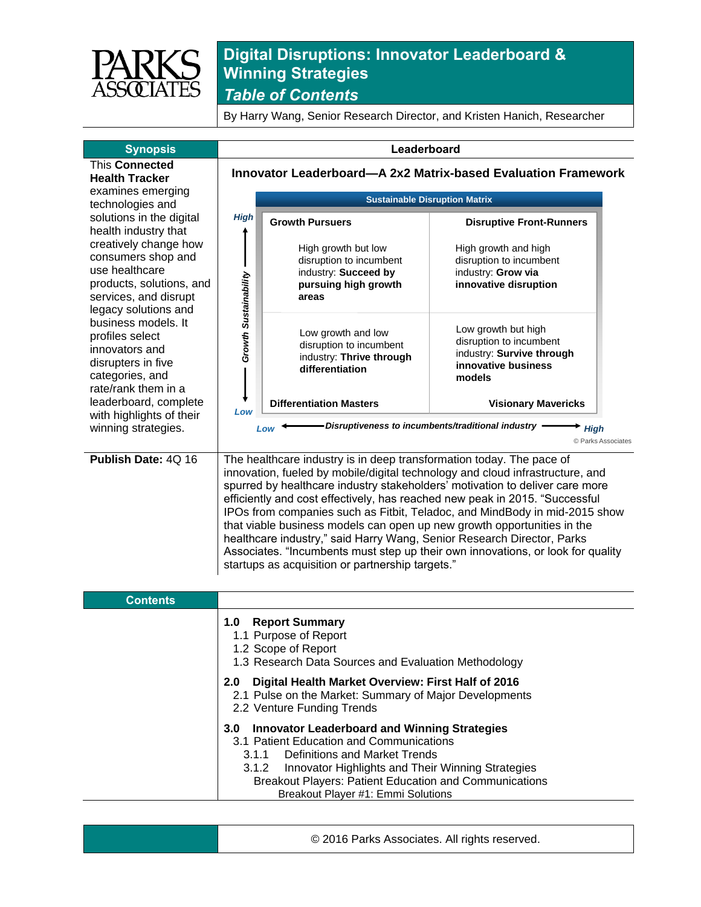# Digital Disruptions: Innovator Leaderboard & Winning Strategies

## *Table of Contents*

By Harry Wang, Senior Research Director, and Kristen Hanich, Researcher

## Synopsis

This **Connected Health Tracker** examines emerging technologies and solutions in the digital health industry that creatively change how consumers shop and use healthcare products, solutions, and services, and disrupt legacy solutions and business models. It profiles select innovators and disrupters in five categories, and rate/rank them in a leaderboard, complete with highlights of their winning strategies.

## Leaderboard

### Innovator Leaderboard—A 2x2 Matrix-based Evaluation Framework

Sustainable Disruption Matrix

Growth Pursuers

High growth but low disruption to incumbent industry: **Succeed by pursuing high growth areas**

Disruptive Front-Runners

High growth and high disruption to incumbent industry: **Grow via innovative disruption**

Differentiation Masters

Low growth and low disruption to incumbent industry: **Thrive through differentiation**

Visionary Mavericks

Low growth but high disruption to incumbent industry: **Survive through innovative business models**

*Growth Sustainability* (Low – High)

*Disruptiveness to incumbents/traditional industry* (Low – High)

© Parks Associates

**Publish Date:** 4Q 16

The healthcare industry is in deep transformation today. The pace of innovation, fueled by mobile/digital technology and cloud infrastructure, and spurred by healthcare industry stakeholders' motivation to deliver care more efficiently and cost effectively, has reached new peak in 2015. "Successful IPOs from companies such as Fitbit, Teladoc, and MindBody in mid-2015 show that viable business models can open up new growth opportunities in the healthcare industry," said Harry Wang, Senior Research Director, Parks Associates. "Incumbents must step up their own innovations, or look for quality startups as acquisition or partnership targets."

## Contents

**1.0 Report Summary**
- 1.1 Purpose of Report
- 1.2 Scope of Report
- 1.3 Research Data Sources and Evaluation Methodology

**2.0 Digital Health Market Overview: First Half of 2016**
- 2.1 Pulse on the Market: Summary of Major Developments
- 2.2 Venture Funding Trends

**3.0 Innovator Leaderboard and Winning Strategies**
- 3.1 Patient Education and Communications
  - 3.1.1 Definitions and Market Trends
  - 3.1.2 Innovator Highlights and Their Winning Strategies
    - Breakout Players: Patient Education and Communications
      - Breakout Player #1: Emmi Solutions

© 2016 Parks Associates. All rights reserved.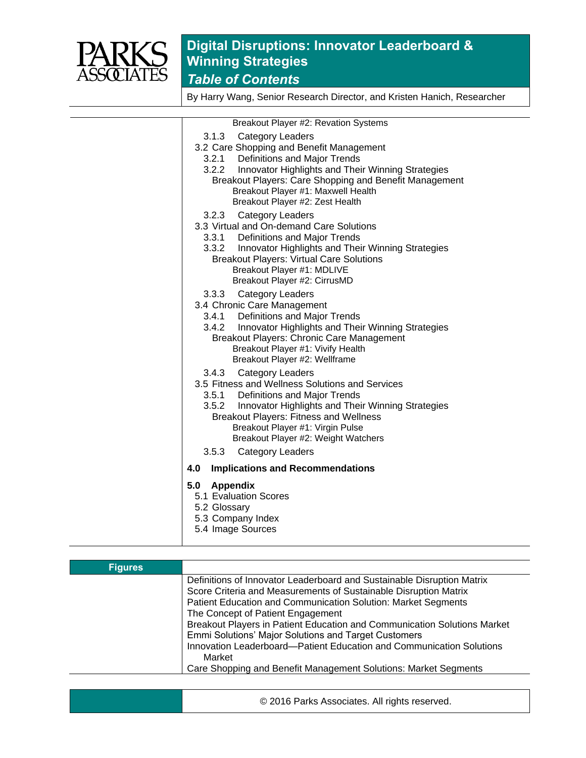Breakout Player #2: Revation Systems

3.1.3 Category Leaders

3.2 Care Shopping and Benefit Management

3.2.1 Definitions and Major Trends

3.2.2 Innovator Highlights and Their Winning Strategies

Breakout Players: Care Shopping and Benefit Management

Breakout Player #1: Maxwell Health

Breakout Player #2: Zest Health

3.2.3 Category Leaders

3.3 Virtual and On-demand Care Solutions

3.3.1 Definitions and Major Trends

3.3.2 Innovator Highlights and Their Winning Strategies

Breakout Players: Virtual Care Solutions

Breakout Player #1: MDLIVE

Breakout Player #2: CirrusMD

3.3.3 Category Leaders

3.4 Chronic Care Management

3.4.1 Definitions and Major Trends

3.4.2 Innovator Highlights and Their Winning Strategies

Breakout Players: Chronic Care Management

Breakout Player #1: Vivify Health

Breakout Player #2: Wellframe

3.4.3 Category Leaders

3.5 Fitness and Wellness Solutions and Services

3.5.1 Definitions and Major Trends

3.5.2 Innovator Highlights and Their Winning Strategies

Breakout Players: Fitness and Wellness

Breakout Player #1: Virgin Pulse

Breakout Player #2: Weight Watchers

3.5.3 Category Leaders

**4.0 Implications and Recommendations**

**5.0 Appendix**

5.1 Evaluation Scores

5.2 Glossary

5.3 Company Index

5.4 Image Sources

## Figures

Definitions of Innovator Leaderboard and Sustainable Disruption Matrix

Score Criteria and Measurements of Sustainable Disruption Matrix

Patient Education and Communication Solution: Market Segments

The Concept of Patient Engagement

Breakout Players in Patient Education and Communication Solutions Market

Emmi Solutions' Major Solutions and Target Customers

Innovation Leaderboard—Patient Education and Communication Solutions Market

Care Shopping and Benefit Management Solutions: Market Segments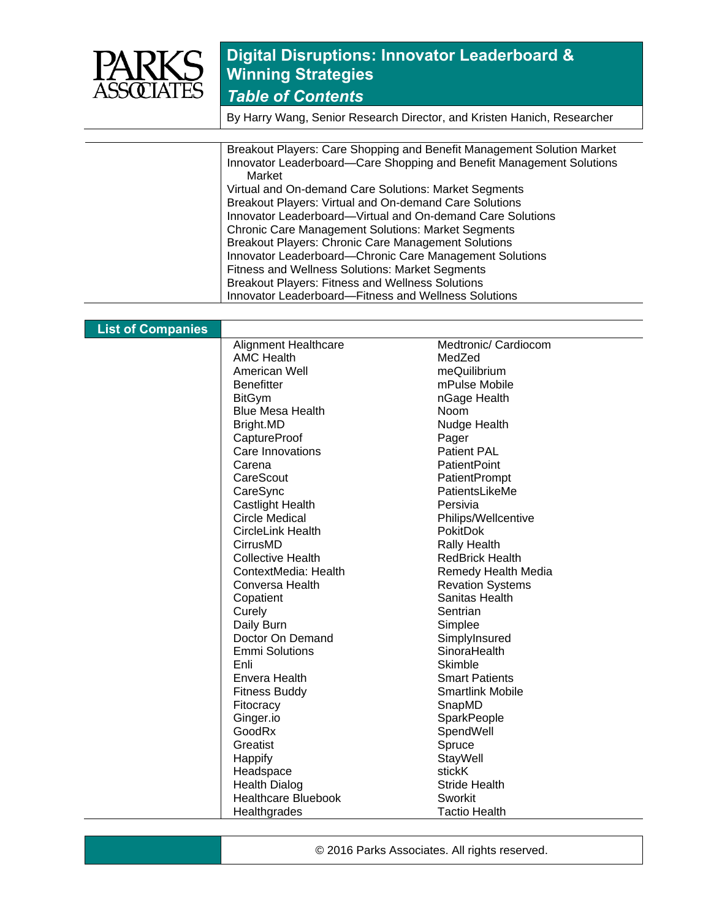# Digital Disruptions: Innovator Leaderboard & Winning Strategies

## *Table of Contents*

By Harry Wang, Senior Research Director, and Kristen Hanich, Researcher

Breakout Players: Care Shopping and Benefit Management Solution Market
Innovator Leaderboard—Care Shopping and Benefit Management Solutions Market
Virtual and On-demand Care Solutions: Market Segments
Breakout Players: Virtual and On-demand Care Solutions
Innovator Leaderboard—Virtual and On-demand Care Solutions
Chronic Care Management Solutions: Market Segments
Breakout Players: Chronic Care Management Solutions
Innovator Leaderboard—Chronic Care Management Solutions
Fitness and Wellness Solutions: Market Segments
Breakout Players: Fitness and Wellness Solutions
Innovator Leaderboard—Fitness and Wellness Solutions

## List of Companies

Alignment Healthcare
AMC Health
American Well
Benefitter
BitGym
Blue Mesa Health
Bright.MD
CaptureProof
Care Innovations
Carena
CareScout
CareSync
Castlight Health
Circle Medical
CircleLink Health
CirrusMD
Collective Health
ContextMedia: Health
Conversa Health
Copatient
Curely
Daily Burn
Doctor On Demand
Emmi Solutions
Enli
Envera Health
Fitness Buddy
Fitocracy
Ginger.io
GoodRx
Greatist
Happify
Headspace
Health Dialog
Healthcare Bluebook
Healthgrades
Medtronic/ Cardiocom
MedZed
meQuilibrium
mPulse Mobile
nGage Health
Noom
Nudge Health
Pager
Patient PAL
PatientPoint
PatientPrompt
PatientsLikeMe
Persivia
Philips/Wellcentive
PokitDok
Rally Health
RedBrick Health
Remedy Health Media
Revation Systems
Sanitas Health
Sentrian
Simplee
SimplyInsured
SinoraHealth
Skimble
Smart Patients
Smartlink Mobile
SnapMD
SparkPeople
SpendWell
Spruce
StayWell
stickK
Stride Health
Sworkit
Tactio Health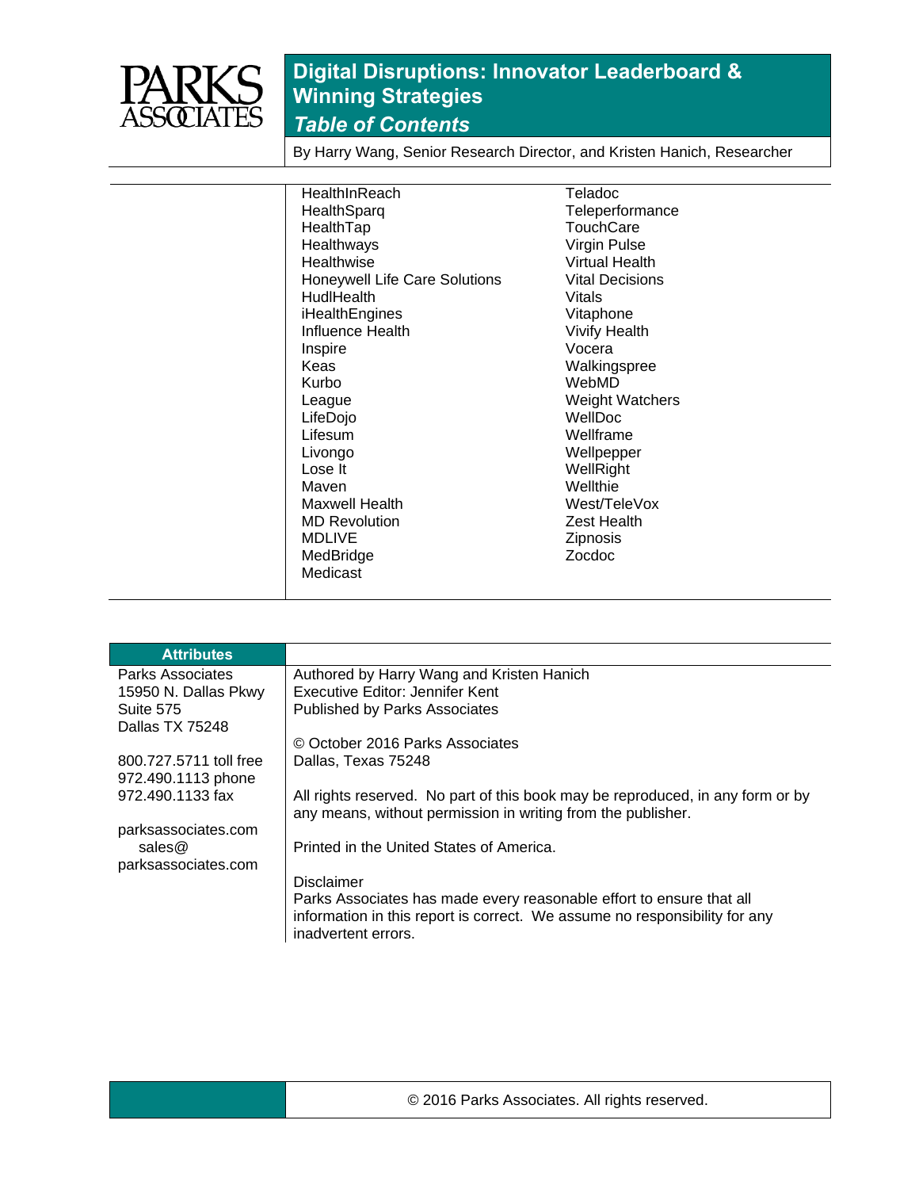HealthInReach
HealthSparq
HealthTap
Healthways
Healthwise
Honeywell Life Care Solutions
HudlHealth
iHealthEngines
Influence Health
Inspire
Keas
Kurbo
League
LifeDojo
Lifesum
Livongo
Lose It
Maven
Maxwell Health
MD Revolution
MDLIVE
MedBridge
Medicast
Teladoc
Teleperformance
TouchCare
Virgin Pulse
Virtual Health
Vital Decisions
Vitals
Vitaphone
Vivify Health
Vocera
Walkingspree
WebMD
Weight Watchers
WellDoc
Wellframe
Wellpepper
WellRight
Wellthie
West/TeleVox
Zest Health
Zipnosis
Zocdoc

| Attributes | |
|---|---|
| Parks Associates<br>15950 N. Dallas Pkwy<br>Suite 575<br>Dallas TX 75248<br><br>800.727.5711 toll free<br>972.490.1113 phone<br>972.490.1133 fax<br><br>parksassociates.com<br>sales@<br>parksassociates.com | Authored by Harry Wang and Kristen Hanich<br>Executive Editor: Jennifer Kent<br>Published by Parks Associates<br><br>© October 2016 Parks Associates<br>Dallas, Texas 75248<br><br>All rights reserved. No part of this book may be reproduced, in any form or by any means, without permission in writing from the publisher.<br><br>Printed in the United States of America.<br><br>Disclaimer<br>Parks Associates has made every reasonable effort to ensure that all information in this report is correct. We assume no responsibility for any inadvertent errors. |